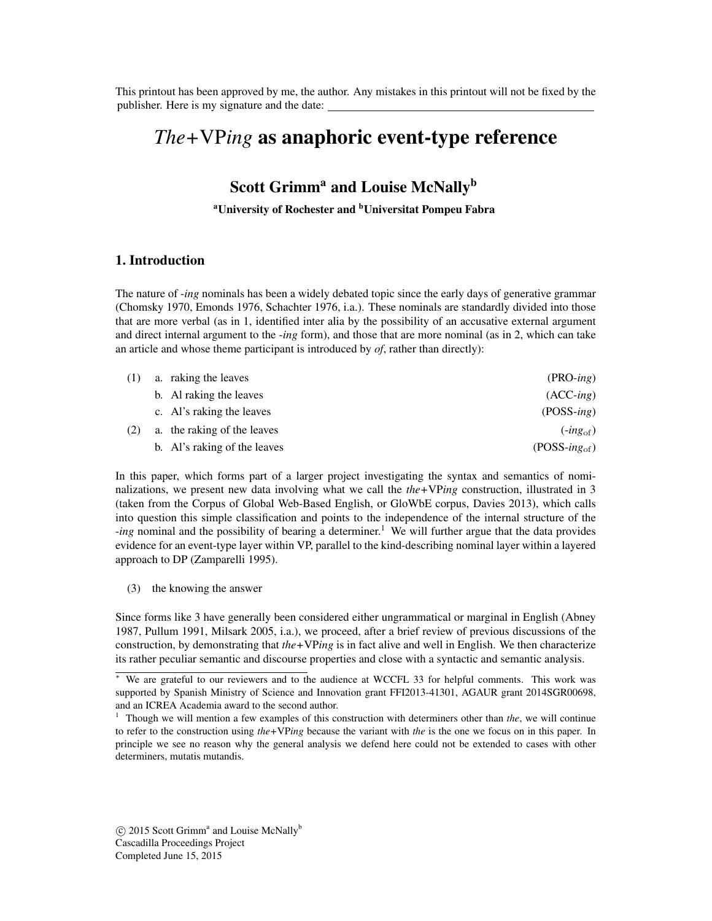This printout has been approved by me, the author. Any mistakes in this printout will not be fixed by the publisher. Here is my signature and the date: ______________________

# *The*+VP*ing* as anaphoric event-type reference

**Scott Grimm[a] and Louise McNally[b]**

**[a]University of Rochester and [b]Universitat Pompeu Fabra**

## 1. Introduction

The nature of *-ing* nominals has been a widely debated topic since the early days of generative grammar (Chomsky 1970, Emonds 1976, Schachter 1976, i.a.). These nominals are standardly divided into those that are more verbal (as in 1, identified inter alia by the possibility of an accusative external argument and direct internal argument to the *-ing* form), and those that are more nominal (as in 2, which can take an article and whose theme participant is introduced by *of*, rather than directly):

(1) a. raking the leaves (PRO-*ing*)
  b. Al raking the leaves (ACC-*ing*)
  c. Al's raking the leaves (POSS-*ing*)

(2) a. the raking of the leaves ($-ing_{\mathrm{of}}$)
  b. Al's raking of the leaves (POSS-$ing_{\mathrm{of}}$)

In this paper, which forms part of a larger project investigating the syntax and semantics of nominalizations, we present new data involving what we call the *the*+VP*ing* construction, illustrated in 3 (taken from the Corpus of Global Web-Based English, or GloWbE corpus, Davies 2013), which calls into question this simple classification and points to the independence of the internal structure of the *-ing* nominal and the possibility of bearing a determiner.[1] We will further argue that the data provides evidence for an event-type layer within VP, parallel to the kind-describing nominal layer within a layered approach to DP (Zamparelli 1995).

(3) the knowing the answer

Since forms like 3 have generally been considered either ungrammatical or marginal in English (Abney 1987, Pullum 1991, Milsark 2005, i.a.), we proceed, after a brief review of previous discussions of the construction, by demonstrating that *the*+VP*ing* is in fact alive and well in English. We then characterize its rather peculiar semantic and discourse properties and close with a syntactic and semantic analysis.

---

* We are grateful to our reviewers and to the audience at WCCFL 33 for helpful comments. This work was supported by Spanish Ministry of Science and Innovation grant FFI2013-41301, AGAUR grant 2014SGR00698, and an ICREA Academia award to the second author.

[1] Though we will mention a few examples of this construction with determiners other than *the*, we will continue to refer to the construction using *the*+VP*ing* because the variant with *the* is the one we focus on in this paper. In principle we see no reason why the general analysis we defend here could not be extended to cases with other determiners, mutatis mutandis.

© 2015 Scott Grimm[a] and Louise McNally[b]
Cascadilla Proceedings Project
Completed June 15, 2015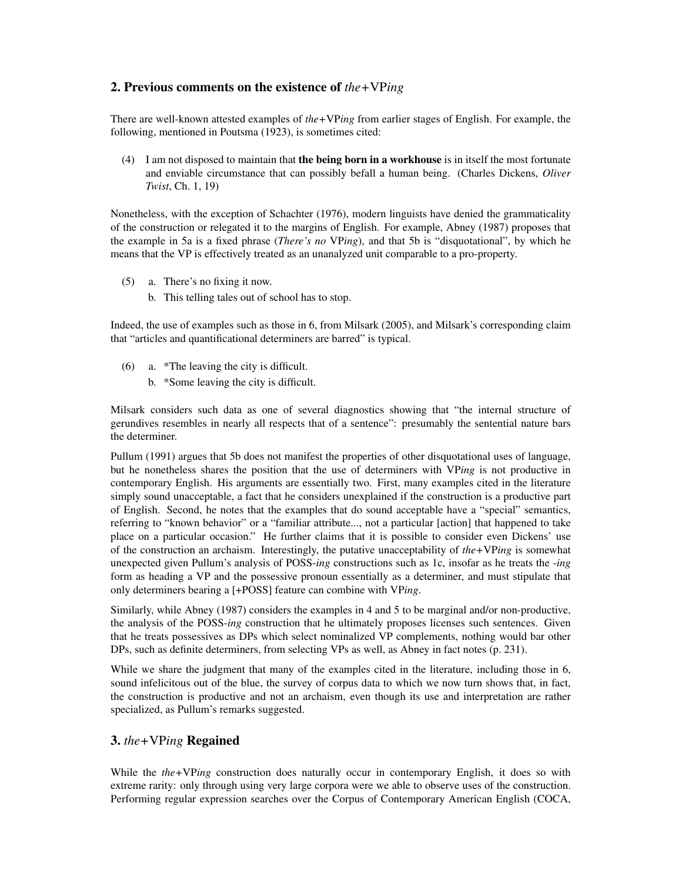## 2. Previous comments on the existence of *the*+VP*ing*

There are well-known attested examples of *the*+VP*ing* from earlier stages of English. For example, the following, mentioned in Poutsma (1923), is sometimes cited:

(4) I am not disposed to maintain that **the being born in a workhouse** is in itself the most fortunate and enviable circumstance that can possibly befall a human being. (Charles Dickens, *Oliver Twist*, Ch. 1, 19)

Nonetheless, with the exception of Schachter (1976), modern linguists have denied the grammaticality of the construction or relegated it to the margins of English. For example, Abney (1987) proposes that the example in 5a is a fixed phrase (*There's no* VP*ing*), and that 5b is "disquotational", by which he means that the VP is effectively treated as an unanalyzed unit comparable to a pro-property.

(5) a. There's no fixing it now.
 b. This telling tales out of school has to stop.

Indeed, the use of examples such as those in 6, from Milsark (2005), and Milsark's corresponding claim that "articles and quantificational determiners are barred" is typical.

(6) a. *The leaving the city is difficult.
 b. *Some leaving the city is difficult.

Milsark considers such data as one of several diagnostics showing that "the internal structure of gerundives resembles in nearly all respects that of a sentence": presumably the sentential nature bars the determiner.

Pullum (1991) argues that 5b does not manifest the properties of other disquotational uses of language, but he nonetheless shares the position that the use of determiners with VP*ing* is not productive in contemporary English. His arguments are essentially two. First, many examples cited in the literature simply sound unacceptable, a fact that he considers unexplained if the construction is a productive part of English. Second, he notes that the examples that do sound acceptable have a "special" semantics, referring to "known behavior" or a "familiar attribute..., not a particular [action] that happened to take place on a particular occasion." He further claims that it is possible to consider even Dickens' use of the construction an archaism. Interestingly, the putative unacceptability of *the*+VP*ing* is somewhat unexpected given Pullum's analysis of POSS-*ing* constructions such as 1c, insofar as he treats the -*ing* form as heading a VP and the possessive pronoun essentially as a determiner, and must stipulate that only determiners bearing a [+POSS] feature can combine with VP*ing*.

Similarly, while Abney (1987) considers the examples in 4 and 5 to be marginal and/or non-productive, the analysis of the POSS-*ing* construction that he ultimately proposes licenses such sentences. Given that he treats possessives as DPs which select nominalized VP complements, nothing would bar other DPs, such as definite determiners, from selecting VPs as well, as Abney in fact notes (p. 231).

While we share the judgment that many of the examples cited in the literature, including those in 6, sound infelicitous out of the blue, the survey of corpus data to which we now turn shows that, in fact, the construction is productive and not an archaism, even though its use and interpretation are rather specialized, as Pullum's remarks suggested.

## 3. *the*+VP*ing* Regained

While the *the*+VP*ing* construction does naturally occur in contemporary English, it does so with extreme rarity: only through using very large corpora were we able to observe uses of the construction. Performing regular expression searches over the Corpus of Contemporary American English (COCA,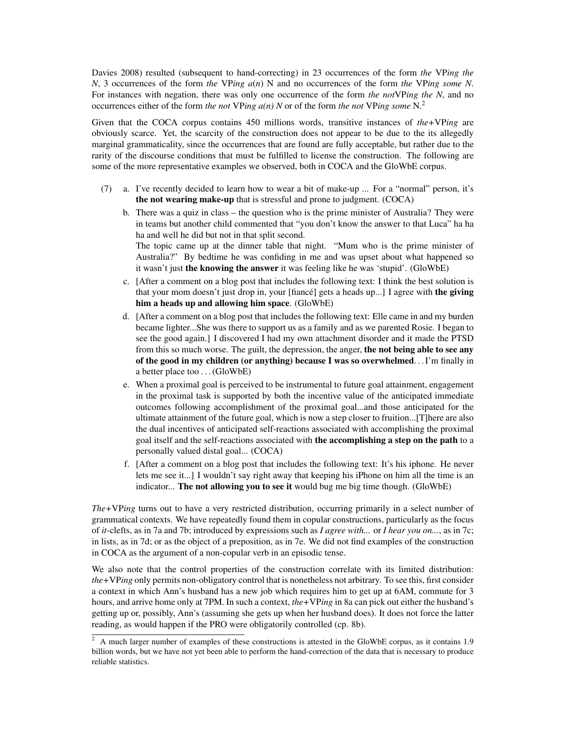Davies 2008) resulted (subsequent to hand-correcting) in 23 occurrences of the form *the* VP*ing the N*, 3 occurrences of the form *the* VP*ing a*(*n*) N and no occurrences of the form *the* VP*ing some N*. For instances with negation, there was only one occurrence of the form *the not*VP*ing the N*, and no occurrences either of the form *the not* VP*ing a(n) N* or of the form *the not* VP*ing some* N.[2]

Given that the COCA corpus contains 450 millions words, transitive instances of *the*+VP*ing* are obviously scarce. Yet, the scarcity of the construction does not appear to be due to the its allegedly marginal grammaticality, since the occurrences that are found are fully acceptable, but rather due to the rarity of the discourse conditions that must be fulfilled to license the construction. The following are some of the more representative examples we observed, both in COCA and the GloWbE corpus.

(7)
a. I've recently decided to learn how to wear a bit of make-up ... For a "normal" person, it's **the not wearing make-up** that is stressful and prone to judgment. (COCA)

b. There was a quiz in class – the question who is the prime minister of Australia? They were in teams but another child commented that "you don't know the answer to that Luca" ha ha ha and well he did but not in that split second.
The topic came up at the dinner table that night. "Mum who is the prime minister of Australia?" By bedtime he was confiding in me and was upset about what happened so it wasn't just **the knowing the answer** it was feeling like he was 'stupid'. (GloWbE)

c. [After a comment on a blog post that includes the following text: I think the best solution is that your mom doesn't just drop in, your [fiancé] gets a heads up...] I agree with **the giving him a heads up and allowing him space**. (GloWbE)

d. [After a comment on a blog post that includes the following text: Elle came in and my burden became lighter...She was there to support us as a family and as we parented Rosie. I began to see the good again.] I discovered I had my own attachment disorder and it made the PTSD from this so much worse. The guilt, the depression, the anger, **the not being able to see any of the good in my children (or anything) because I was so overwhelmed**. . . I'm finally in a better place too . . . (GloWbE)

e. When a proximal goal is perceived to be instrumental to future goal attainment, engagement in the proximal task is supported by both the incentive value of the anticipated immediate outcomes following accomplishment of the proximal goal...and those anticipated for the ultimate attainment of the future goal, which is now a step closer to fruition...[T]here are also the dual incentives of anticipated self-reactions associated with accomplishing the proximal goal itself and the self-reactions associated with **the accomplishing a step on the path** to a personally valued distal goal... (COCA)

f. [After a comment on a blog post that includes the following text: It's his iphone. He never lets me see it...] I wouldn't say right away that keeping his iPhone on him all the time is an indicator... **The not allowing you to see it** would bug me big time though. (GloWbE)

*The*+VP*ing* turns out to have a very restricted distribution, occurring primarily in a select number of grammatical contexts. We have repeatedly found them in copular constructions, particularly as the focus of *it*-clefts, as in 7a and 7b; introduced by expressions such as *I agree with...* or *I hear you on...*, as in 7c; in lists, as in 7d; or as the object of a preposition, as in 7e. We did not find examples of the construction in COCA as the argument of a non-copular verb in an episodic tense.

We also note that the control properties of the construction correlate with its limited distribution: *the*+VP*ing* only permits non-obligatory control that is nonetheless not arbitrary. To see this, first consider a context in which Ann's husband has a new job which requires him to get up at 6AM, commute for 3 hours, and arrive home only at 7PM. In such a context, *the*+VP*ing* in 8a can pick out either the husband's getting up or, possibly, Ann's (assuming she gets up when her husband does). It does not force the latter reading, as would happen if the PRO were obligatorily controlled (cp. 8b).

[2] A much larger number of examples of these constructions is attested in the GloWbE corpus, as it contains 1.9 billion words, but we have not yet been able to perform the hand-correction of the data that is necessary to produce reliable statistics.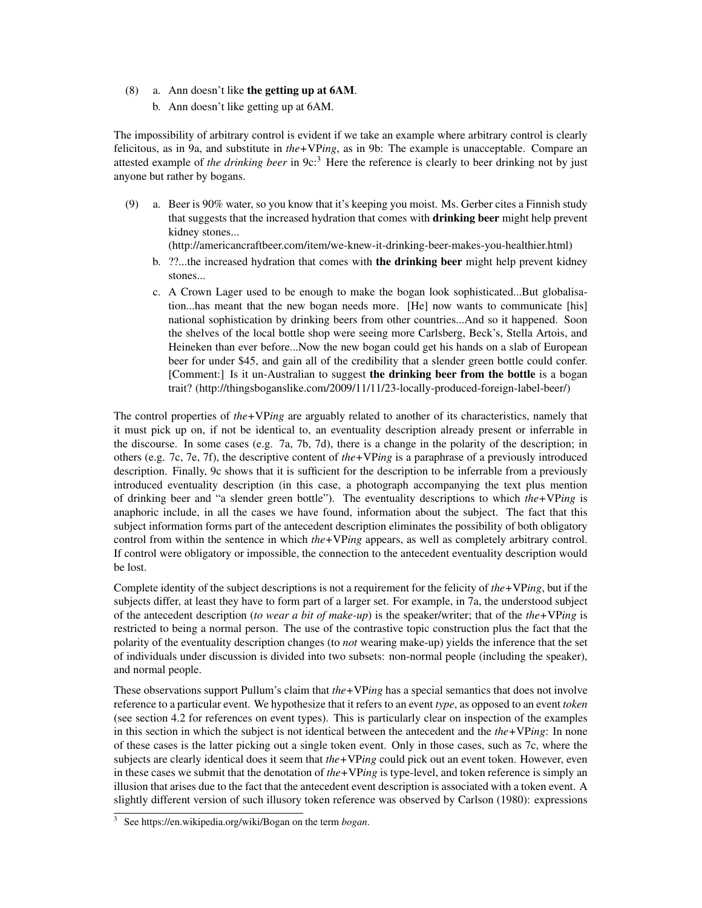(8) a. Ann doesn't like **the getting up at 6AM**.

b. Ann doesn't like getting up at 6AM.

The impossibility of arbitrary control is evident if we take an example where arbitrary control is clearly felicitous, as in 9a, and substitute in *the*+VP*ing*, as in 9b: The example is unacceptable. Compare an attested example of *the drinking beer* in 9c:[3] Here the reference is clearly to beer drinking not by just anyone but rather by bogans.

(9) a. Beer is 90% water, so you know that it's keeping you moist. Ms. Gerber cites a Finnish study that suggests that the increased hydration that comes with **drinking beer** might help prevent kidney stones...
(http://americancraftbeer.com/item/we-knew-it-drinking-beer-makes-you-healthier.html)

b. ??...the increased hydration that comes with **the drinking beer** might help prevent kidney stones...

c. A Crown Lager used to be enough to make the bogan look sophisticated...But globalisation...has meant that the new bogan needs more. [He] now wants to communicate [his] national sophistication by drinking beers from other countries...And so it happened. Soon the shelves of the local bottle shop were seeing more Carlsberg, Beck's, Stella Artois, and Heineken than ever before...Now the new bogan could get his hands on a slab of European beer for under $45, and gain all of the credibility that a slender green bottle could confer. [Comment:] Is it un-Australian to suggest **the drinking beer from the bottle** is a bogan trait? (http://thingsboganslike.com/2009/11/11/23-locally-produced-foreign-label-beer/)

The control properties of *the*+VP*ing* are arguably related to another of its characteristics, namely that it must pick up on, if not be identical to, an eventuality description already present or inferrable in the discourse. In some cases (e.g. 7a, 7b, 7d), there is a change in the polarity of the description; in others (e.g. 7c, 7e, 7f), the descriptive content of *the*+VP*ing* is a paraphrase of a previously introduced description. Finally, 9c shows that it is sufficient for the description to be inferrable from a previously introduced eventuality description (in this case, a photograph accompanying the text plus mention of drinking beer and "a slender green bottle"). The eventuality descriptions to which *the*+VP*ing* is anaphoric include, in all the cases we have found, information about the subject. The fact that this subject information forms part of the antecedent description eliminates the possibility of both obligatory control from within the sentence in which *the*+VP*ing* appears, as well as completely arbitrary control. If control were obligatory or impossible, the connection to the antecedent eventuality description would be lost.

Complete identity of the subject descriptions is not a requirement for the felicity of *the*+VP*ing*, but if the subjects differ, at least they have to form part of a larger set. For example, in 7a, the understood subject of the antecedent description (*to wear a bit of make-up*) is the speaker/writer; that of the *the*+VP*ing* is restricted to being a normal person. The use of the contrastive topic construction plus the fact that the polarity of the eventuality description changes (to *not* wearing make-up) yields the inference that the set of individuals under discussion is divided into two subsets: non-normal people (including the speaker), and normal people.

These observations support Pullum's claim that *the*+VP*ing* has a special semantics that does not involve reference to a particular event. We hypothesize that it refers to an event *type*, as opposed to an event *token* (see section 4.2 for references on event types). This is particularly clear on inspection of the examples in this section in which the subject is not identical between the antecedent and the *the*+VP*ing*: In none of these cases is the latter picking out a single token event. Only in those cases, such as 7c, where the subjects are clearly identical does it seem that *the*+VP*ing* could pick out an event token. However, even in these cases we submit that the denotation of *the*+VP*ing* is type-level, and token reference is simply an illusion that arises due to the fact that the antecedent event description is associated with a token event. A slightly different version of such illusory token reference was observed by Carlson (1980): expressions

[3] See https://en.wikipedia.org/wiki/Bogan on the term *bogan*.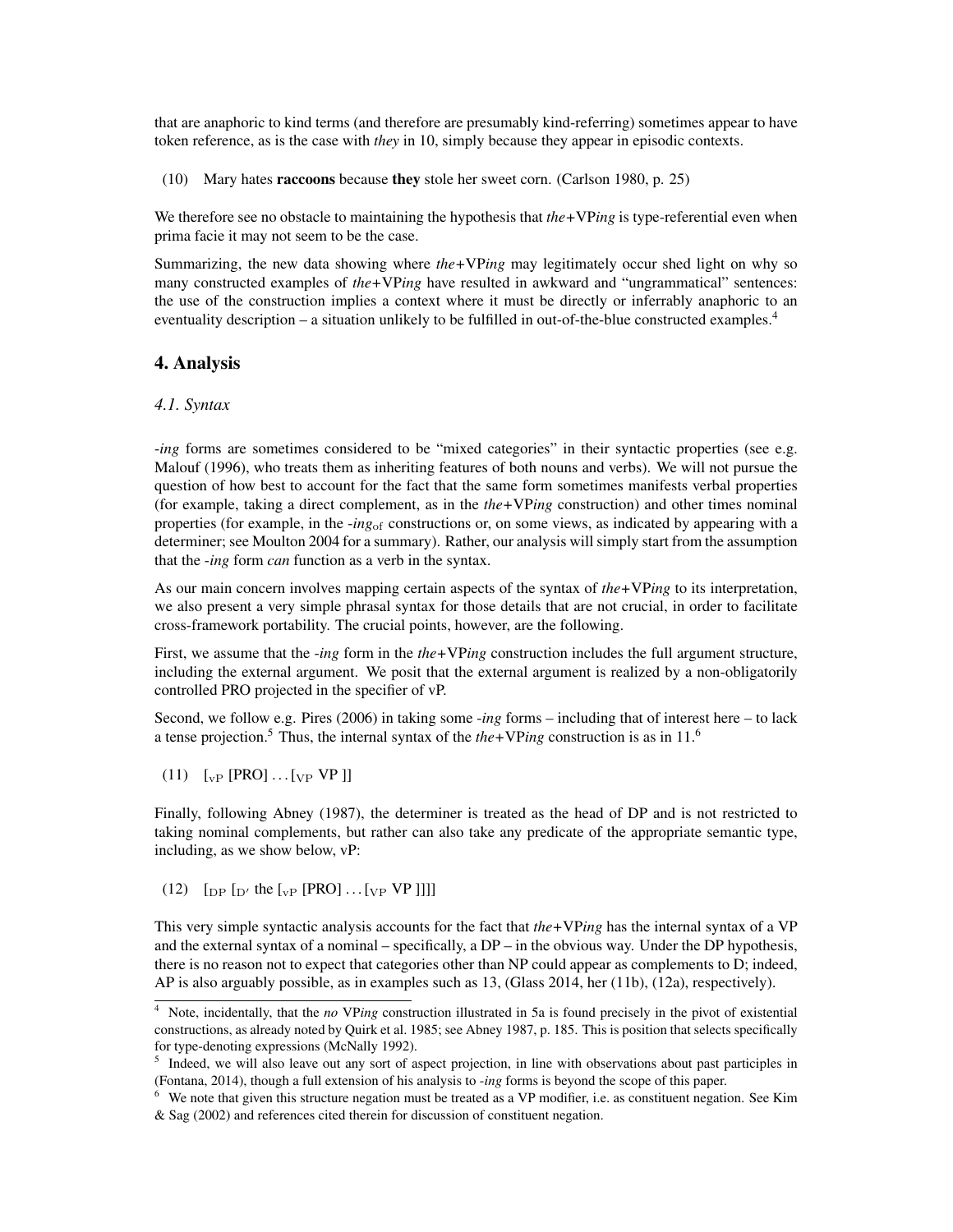that are anaphoric to kind terms (and therefore are presumably kind-referring) sometimes appear to have token reference, as is the case with *they* in 10, simply because they appear in episodic contexts.

(10) Mary hates **raccoons** because **they** stole her sweet corn. (Carlson 1980, p. 25)

We therefore see no obstacle to maintaining the hypothesis that *the*+VP*ing* is type-referential even when prima facie it may not seem to be the case.

Summarizing, the new data showing where *the*+VP*ing* may legitimately occur shed light on why so many constructed examples of *the*+VP*ing* have resulted in awkward and "ungrammatical" sentences: the use of the construction implies a context where it must be directly or inferrably anaphoric to an eventuality description – a situation unlikely to be fulfilled in out-of-the-blue constructed examples.[4]

## 4. Analysis

### *4.1. Syntax*

*-ing* forms are sometimes considered to be "mixed categories" in their syntactic properties (see e.g. Malouf (1996), who treats them as inheriting features of both nouns and verbs). We will not pursue the question of how best to account for the fact that the same form sometimes manifests verbal properties (for example, taking a direct complement, as in the *the*+VP*ing* construction) and other times nominal properties (for example, in the *-ing*$_{\text{of}}$ constructions or, on some views, as indicated by appearing with a determiner; see Moulton 2004 for a summary). Rather, our analysis will simply start from the assumption that the *-ing* form *can* function as a verb in the syntax.

As our main concern involves mapping certain aspects of the syntax of *the*+VP*ing* to its interpretation, we also present a very simple phrasal syntax for those details that are not crucial, in order to facilitate cross-framework portability. The crucial points, however, are the following.

First, we assume that the *-ing* form in the *the*+VP*ing* construction includes the full argument structure, including the external argument. We posit that the external argument is realized by a non-obligatorily controlled PRO projected in the specifier of vP.

Second, we follow e.g. Pires (2006) in taking some *-ing* forms – including that of interest here – to lack a tense projection.[5] Thus, the internal syntax of the *the*+VP*ing* construction is as in 11.[6]

(11) $[_{\text{vP}}$ [PRO] $\ldots [_{\text{VP}}$ VP ]]

Finally, following Abney (1987), the determiner is treated as the head of DP and is not restricted to taking nominal complements, but rather can also take any predicate of the appropriate semantic type, including, as we show below, vP:

(12) $[_{\text{DP}} [_{\text{D}'}$ the $[_{\text{vP}}$ [PRO] $\ldots [_{\text{VP}}$ VP ]]]]

This very simple syntactic analysis accounts for the fact that *the*+VP*ing* has the internal syntax of a VP and the external syntax of a nominal – specifically, a DP – in the obvious way. Under the DP hypothesis, there is no reason not to expect that categories other than NP could appear as complements to D; indeed, AP is also arguably possible, as in examples such as 13, (Glass 2014, her (11b), (12a), respectively).

---

[4] Note, incidentally, that the *no* VP*ing* construction illustrated in 5a is found precisely in the pivot of existential constructions, as already noted by Quirk et al. 1985; see Abney 1987, p. 185. This is position that selects specifically for type-denoting expressions (McNally 1992).

[5] Indeed, we will also leave out any sort of aspect projection, in line with observations about past participles in (Fontana, 2014), though a full extension of his analysis to *-ing* forms is beyond the scope of this paper.

[6] We note that given this structure negation must be treated as a VP modifier, i.e. as constituent negation. See Kim & Sag (2002) and references cited therein for discussion of constituent negation.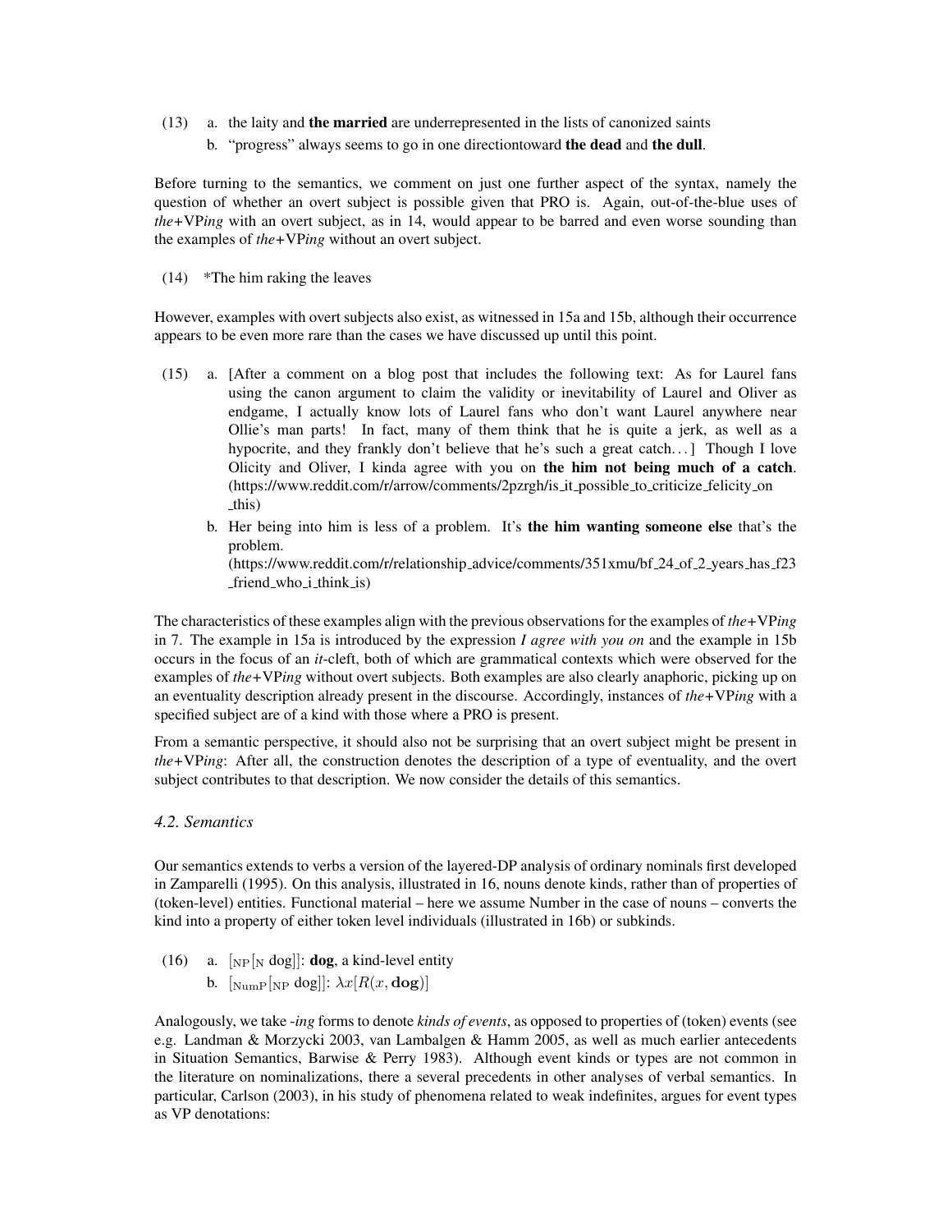(13) a. the laity and **the married** are underrepresented in the lists of canonized saints

b. "progress" always seems to go in one directiontoward **the dead** and **the dull**.

Before turning to the semantics, we comment on just one further aspect of the syntax, namely the question of whether an overt subject is possible given that PRO is. Again, out-of-the-blue uses of *the*+VP*ing* with an overt subject, as in 14, would appear to be barred and even worse sounding than the examples of *the*+VP*ing* without an overt subject.

(14) *The him raking the leaves

However, examples with overt subjects also exist, as witnessed in 15a and 15b, although their occurrence appears to be even more rare than the cases we have discussed up until this point.

(15) a. [After a comment on a blog post that includes the following text: As for Laurel fans using the canon argument to claim the validity or inevitability of Laurel and Oliver as endgame, I actually know lots of Laurel fans who don't want Laurel anywhere near Ollie's man parts! In fact, many of them think that he is quite a jerk, as well as a hypocrite, and they frankly don't believe that he's such a great catch…] Though I love Olicity and Oliver, I kinda agree with you on **the him not being much of a catch**. (https://www.reddit.com/r/arrow/comments/2pzrgh/is_it_possible_to_criticize_felicity_on_this)

b. Her being into him is less of a problem. It's **the him wanting someone else** that's the problem.
(https://www.reddit.com/r/relationship_advice/comments/351xmu/bf_24_of_2_years_has_f23_friend_who_i_think_is)

The characteristics of these examples align with the previous observations for the examples of *the*+VP*ing* in 7. The example in 15a is introduced by the expression *I agree with you on* and the example in 15b occurs in the focus of an *it*-cleft, both of which are grammatical contexts which were observed for the examples of *the*+VP*ing* without overt subjects. Both examples are also clearly anaphoric, picking up on an eventuality description already present in the discourse. Accordingly, instances of *the*+VP*ing* with a specified subject are of a kind with those where a PRO is present.

From a semantic perspective, it should also not be surprising that an overt subject might be present in *the*+VP*ing*: After all, the construction denotes the description of a type of eventuality, and the overt subject contributes to that description. We now consider the details of this semantics.

### *4.2. Semantics*

Our semantics extends to verbs a version of the layered-DP analysis of ordinary nominals first developed in Zamparelli (1995). On this analysis, illustrated in 16, nouns denote kinds, rather than of properties of (token-level) entities. Functional material – here we assume Number in the case of nouns – converts the kind into a property of either token level individuals (illustrated in 16b) or subkinds.

(16) a. $[_{\text{NP}}[_{\text{N}}$ dog$]]$: **dog**, a kind-level entity

b. $[_{\text{NumP}}[_{\text{NP}}$ dog$]]$: $\lambda x[R(x, \mathbf{dog})]$

Analogously, we take *-ing* forms to denote *kinds of events*, as opposed to properties of (token) events (see e.g. Landman & Morzycki 2003, van Lambalgen & Hamm 2005, as well as much earlier antecedents in Situation Semantics, Barwise & Perry 1983). Although event kinds or types are not common in the literature on nominalizations, there a several precedents in other analyses of verbal semantics. In particular, Carlson (2003), in his study of phenomena related to weak indefinites, argues for event types as VP denotations: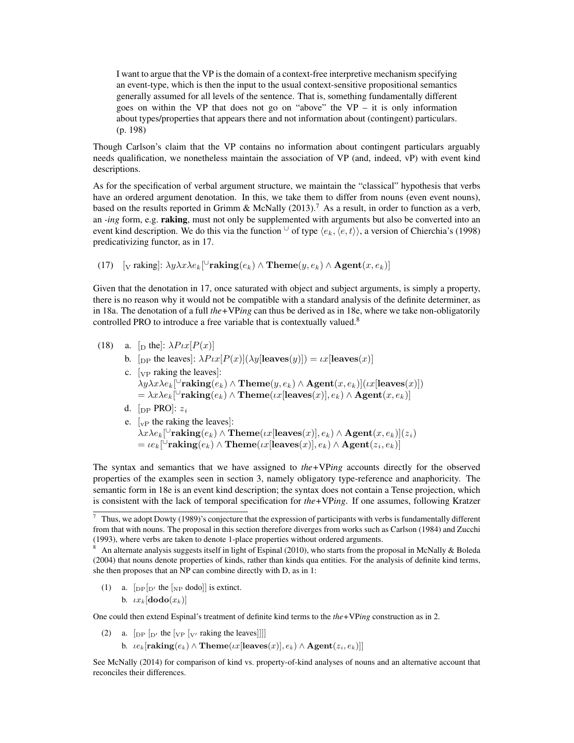> I want to argue that the VP is the domain of a context-free interpretive mechanism specifying an event-type, which is then the input to the usual context-sensitive propositional semantics generally assumed for all levels of the sentence. That is, something fundamentally different goes on within the VP that does not go on "above" the VP – it is only information about types/properties that appears there and not information about (contingent) particulars. (p. 198)

Though Carlson's claim that the VP contains no information about contingent particulars arguably needs qualification, we nonetheless maintain the association of VP (and, indeed, vP) with event kind descriptions.

As for the specification of verbal argument structure, we maintain the "classical" hypothesis that verbs have an ordered argument denotation. In this, we take them to differ from nouns (even event nouns), based on the results reported in Grimm & McNally (2013).[7] As a result, in order to function as a verb, an *-ing* form, e.g. **raking**, must not only be supplemented with arguments but also be converted into an event kind description. We do this via the function $^{\cup}$ of type $\langle e_k, \langle e, t\rangle\rangle$, a version of Chierchia's (1998) predicativizing functor, as in 17.

(17) $[_{\text{V}}$ raking$]$: $\lambda y \lambda x \lambda e_k[^{\cup}\mathbf{raking}(e_k) \wedge \mathbf{Theme}(y, e_k) \wedge \mathbf{Agent}(x, e_k)]$

Given that the denotation in 17, once saturated with object and subject arguments, is simply a property, there is no reason why it would not be compatible with a standard analysis of the definite determiner, as in 18a. The denotation of a full *the*+VP*ing* can thus be derived as in 18e, where we take non-obligatorily controlled PRO to introduce a free variable that is contextually valued.[8]

(18) a. $[_{\text{D}}$ the$]$: $\lambda P \iota x[P(x)]$

b. $[_{\text{DP}}$ the leaves$]$: $\lambda P \iota x[P(x)](\lambda y[\mathbf{leaves}(y)]) = \iota x[\mathbf{leaves}(x)]$

c. $[_{\text{VP}}$ raking the leaves$]$:
$\lambda y \lambda x \lambda e_k[^{\cup}\mathbf{raking}(e_k) \wedge \mathbf{Theme}(y, e_k) \wedge \mathbf{Agent}(x, e_k)](\iota x[\mathbf{leaves}(x)])$
$= \lambda x \lambda e_k[^{\cup}\mathbf{raking}(e_k) \wedge \mathbf{Theme}(\iota x[\mathbf{leaves}(x)], e_k) \wedge \mathbf{Agent}(x, e_k)]$

d. $[_{\text{DP}}$ **PRO**$]$: $z_i$

e. $[_{\text{vP}}$ the raking the leaves$]$:
$\lambda x \lambda e_k[^{\cup}\mathbf{raking}(e_k) \wedge \mathbf{Theme}(\iota x[\mathbf{leaves}(x)], e_k) \wedge \mathbf{Agent}(x, e_k)](z_i)$
$= \iota e_k[^{\cup}\mathbf{raking}(e_k) \wedge \mathbf{Theme}(\iota x[\mathbf{leaves}(x)], e_k) \wedge \mathbf{Agent}(z_i, e_k)]$

The syntax and semantics that we have assigned to *the*+VP*ing* accounts directly for the observed properties of the examples seen in section 3, namely obligatory type-reference and anaphoricity. The semantic form in 18e is an event kind description; the syntax does not contain a Tense projection, which is consistent with the lack of temporal specification for *the*+VP*ing*. If one assumes, following Kratzer

---

[7] Thus, we adopt Dowty (1989)'s conjecture that the expression of participants with verbs is fundamentally different from that with nouns. The proposal in this section therefore diverges from works such as Carlson (1984) and Zucchi (1993), where verbs are taken to denote 1-place properties without ordered arguments.

[8] An alternate analysis suggests itself in light of Espinal (2010), who starts from the proposal in McNally & Boleda (2004) that nouns denote properties of kinds, rather than kinds qua entities. For the analysis of definite kind terms, she then proposes that an NP can combine directly with D, as in 1:

(1) a. $[_{\text{DP}}[_{\text{D}'}$ the $[_{\text{NP}}$ dodo$]]$ is extinct.

b. $\iota x_k[\mathbf{dodo}(x_k)]$

One could then extend Espinal's treatment of definite kind terms to the *the*+VP*ing* construction as in 2.

(2) a. $[_{\text{DP}}$ $[_{\text{D}'}$ the $[_{\text{VP}}$ $[_{\text{V}'}$ raking the leaves$]]]]$

b. $\iota e_k[\mathbf{raking}(e_k) \wedge \mathbf{Theme}(\iota x[\mathbf{leaves}(x)], e_k) \wedge \mathbf{Agent}(z_i, e_k)]]$

See McNally (2014) for comparison of kind vs. property-of-kind analyses of nouns and an alternative account that reconciles their differences.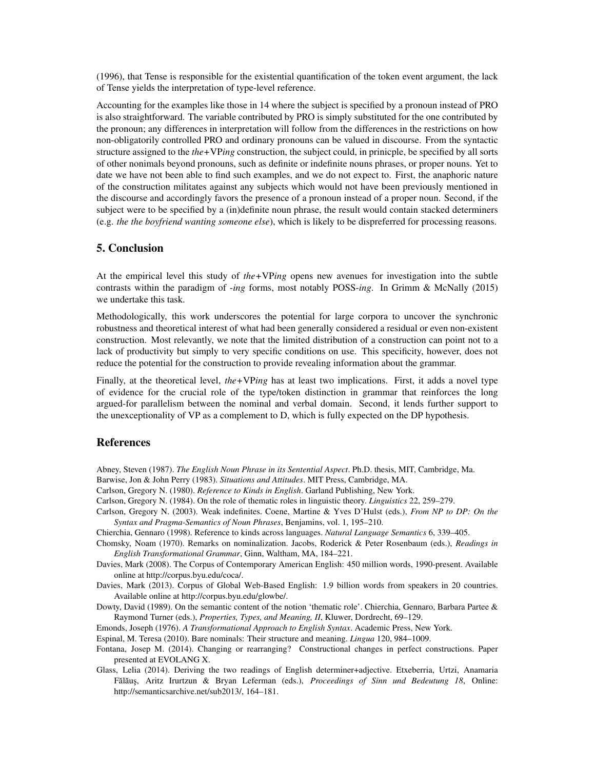(1996), that Tense is responsible for the existential quantification of the token event argument, the lack of Tense yields the interpretation of type-level reference.

Accounting for the examples like those in 14 where the subject is specified by a pronoun instead of PRO is also straightforward. The variable contributed by PRO is simply substituted for the one contributed by the pronoun; any differences in interpretation will follow from the differences in the restrictions on how non-obligatorily controlled PRO and ordinary pronouns can be valued in discourse. From the syntactic structure assigned to the *the*+VP*ing* construction, the subject could, in prinicple, be specified by all sorts of other nonimals beyond pronouns, such as definite or indefinite nouns phrases, or proper nouns. Yet to date we have not been able to find such examples, and we do not expect to. First, the anaphoric nature of the construction militates against any subjects which would not have been previously mentioned in the discourse and accordingly favors the presence of a pronoun instead of a proper noun. Second, if the subject were to be specified by a (in)definite noun phrase, the result would contain stacked determiners (e.g. *the the boyfriend wanting someone else*), which is likely to be dispreferred for processing reasons.

## 5. Conclusion

At the empirical level this study of *the*+VP*ing* opens new avenues for investigation into the subtle contrasts within the paradigm of *-ing* forms, most notably POSS-*ing*. In Grimm & McNally (2015) we undertake this task.

Methodologically, this work underscores the potential for large corpora to uncover the synchronic robustness and theoretical interest of what had been generally considered a residual or even non-existent construction. Most relevantly, we note that the limited distribution of a construction can point not to a lack of productivity but simply to very specific conditions on use. This specificity, however, does not reduce the potential for the construction to provide revealing information about the grammar.

Finally, at the theoretical level, *the*+VP*ing* has at least two implications. First, it adds a novel type of evidence for the crucial role of the type/token distinction in grammar that reinforces the long argued-for parallelism between the nominal and verbal domain. Second, it lends further support to the unexceptionality of VP as a complement to D, which is fully expected on the DP hypothesis.

## References

Abney, Steven (1987). *The English Noun Phrase in its Sentential Aspect*. Ph.D. thesis, MIT, Cambridge, Ma.

Barwise, Jon & John Perry (1983). *Situations and Attitudes*. MIT Press, Cambridge, MA.

Carlson, Gregory N. (1980). *Reference to Kinds in English*. Garland Publishing, New York.

Carlson, Gregory N. (1984). On the role of thematic roles in linguistic theory. *Linguistics* 22, 259–279.

Carlson, Gregory N. (2003). Weak indefinites. Coene, Martine & Yves D'Hulst (eds.), *From NP to DP: On the Syntax and Pragma-Semantics of Noun Phrases*, Benjamins, vol. 1, 195–210.

Chierchia, Gennaro (1998). Reference to kinds across languages. *Natural Language Semantics* 6, 339–405.

Chomsky, Noam (1970). Remarks on nominalization. Jacobs, Roderick & Peter Rosenbaum (eds.), *Readings in English Transformational Grammar*, Ginn, Waltham, MA, 184–221.

Davies, Mark (2008). The Corpus of Contemporary American English: 450 million words, 1990-present. Available online at http://corpus.byu.edu/coca/.

Davies, Mark (2013). Corpus of Global Web-Based English: 1.9 billion words from speakers in 20 countries. Available online at http://corpus.byu.edu/glowbe/.

Dowty, David (1989). On the semantic content of the notion 'thematic role'. Chierchia, Gennaro, Barbara Partee & Raymond Turner (eds.), *Properties, Types, and Meaning, II*, Kluwer, Dordrecht, 69–129.

Emonds, Joseph (1976). *A Transformational Approach to English Syntax*. Academic Press, New York.

Espinal, M. Teresa (2010). Bare nominals: Their structure and meaning. *Lingua* 120, 984–1009.

Fontana, Josep M. (2014). Changing or rearranging? Constructional changes in perfect constructions. Paper presented at EVOLANG X.

Glass, Lelia (2014). Deriving the two readings of English determiner+adjective. Etxeberria, Urtzi, Anamaria Fălăuş, Aritz Irurtzun & Bryan Leferman (eds.), *Proceedings of Sinn und Bedeutung 18*, Online: http://semanticsarchive.net/sub2013/, 164–181.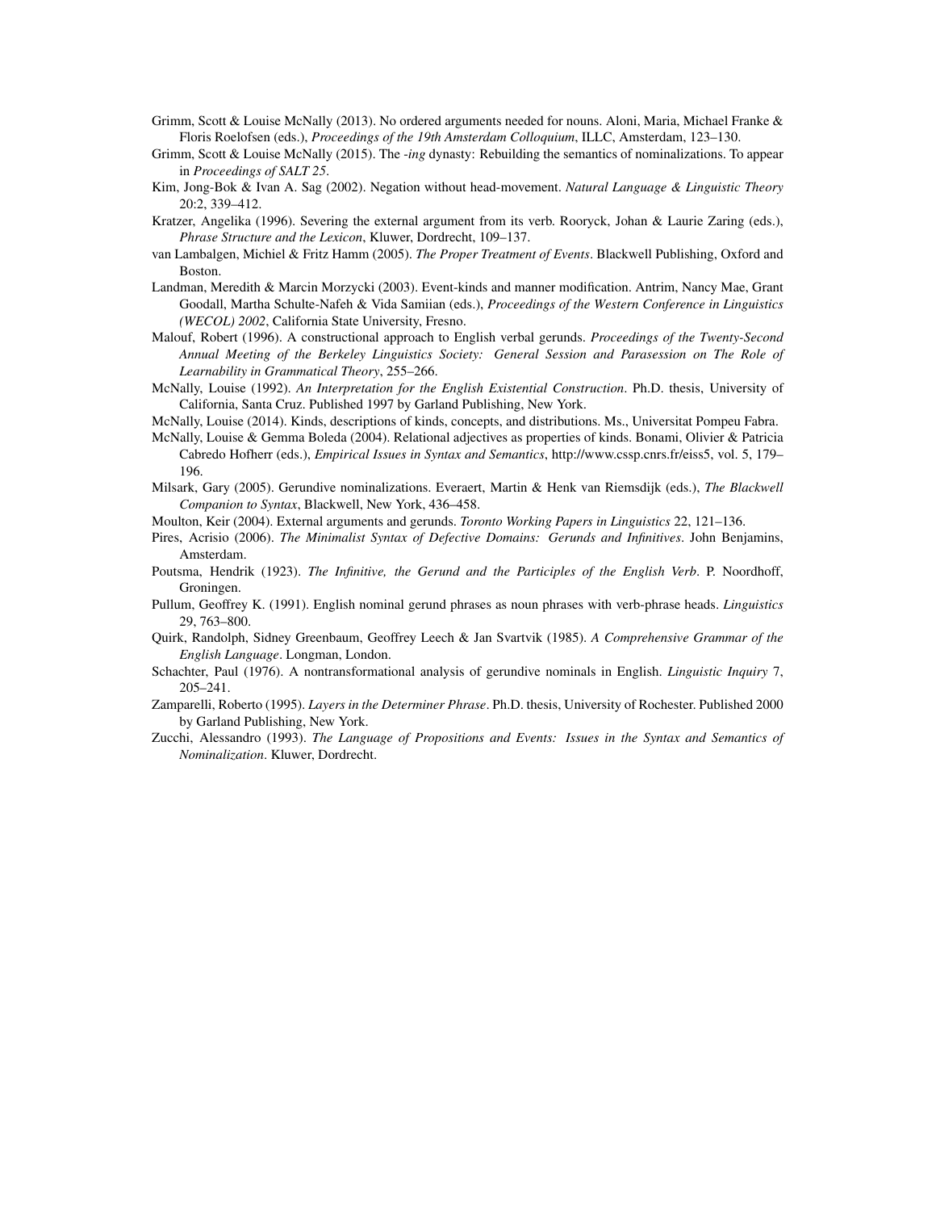Grimm, Scott & Louise McNally (2013). No ordered arguments needed for nouns. Aloni, Maria, Michael Franke & Floris Roelofsen (eds.), *Proceedings of the 19th Amsterdam Colloquium*, ILLC, Amsterdam, 123–130.

Grimm, Scott & Louise McNally (2015). The *-ing* dynasty: Rebuilding the semantics of nominalizations. To appear in *Proceedings of SALT 25*.

Kim, Jong-Bok & Ivan A. Sag (2002). Negation without head-movement. *Natural Language & Linguistic Theory* 20:2, 339–412.

Kratzer, Angelika (1996). Severing the external argument from its verb. Rooryck, Johan & Laurie Zaring (eds.), *Phrase Structure and the Lexicon*, Kluwer, Dordrecht, 109–137.

van Lambalgen, Michiel & Fritz Hamm (2005). *The Proper Treatment of Events*. Blackwell Publishing, Oxford and Boston.

Landman, Meredith & Marcin Morzycki (2003). Event-kinds and manner modification. Antrim, Nancy Mae, Grant Goodall, Martha Schulte-Nafeh & Vida Samiian (eds.), *Proceedings of the Western Conference in Linguistics (WECOL) 2002*, California State University, Fresno.

Malouf, Robert (1996). A constructional approach to English verbal gerunds. *Proceedings of the Twenty-Second Annual Meeting of the Berkeley Linguistics Society: General Session and Parasession on The Role of Learnability in Grammatical Theory*, 255–266.

McNally, Louise (1992). *An Interpretation for the English Existential Construction*. Ph.D. thesis, University of California, Santa Cruz. Published 1997 by Garland Publishing, New York.

McNally, Louise (2014). Kinds, descriptions of kinds, concepts, and distributions. Ms., Universitat Pompeu Fabra.

McNally, Louise & Gemma Boleda (2004). Relational adjectives as properties of kinds. Bonami, Olivier & Patricia Cabredo Hofherr (eds.), *Empirical Issues in Syntax and Semantics*, http://www.cssp.cnrs.fr/eiss5, vol. 5, 179–196.

Milsark, Gary (2005). Gerundive nominalizations. Everaert, Martin & Henk van Riemsdijk (eds.), *The Blackwell Companion to Syntax*, Blackwell, New York, 436–458.

Moulton, Keir (2004). External arguments and gerunds. *Toronto Working Papers in Linguistics* 22, 121–136.

Pires, Acrisio (2006). *The Minimalist Syntax of Defective Domains: Gerunds and Infinitives*. John Benjamins, Amsterdam.

Poutsma, Hendrik (1923). *The Infinitive, the Gerund and the Participles of the English Verb*. P. Noordhoff, Groningen.

Pullum, Geoffrey K. (1991). English nominal gerund phrases as noun phrases with verb-phrase heads. *Linguistics* 29, 763–800.

Quirk, Randolph, Sidney Greenbaum, Geoffrey Leech & Jan Svartvik (1985). *A Comprehensive Grammar of the English Language*. Longman, London.

Schachter, Paul (1976). A nontransformational analysis of gerundive nominals in English. *Linguistic Inquiry* 7, 205–241.

Zamparelli, Roberto (1995). *Layers in the Determiner Phrase*. Ph.D. thesis, University of Rochester. Published 2000 by Garland Publishing, New York.

Zucchi, Alessandro (1993). *The Language of Propositions and Events: Issues in the Syntax and Semantics of Nominalization*. Kluwer, Dordrecht.